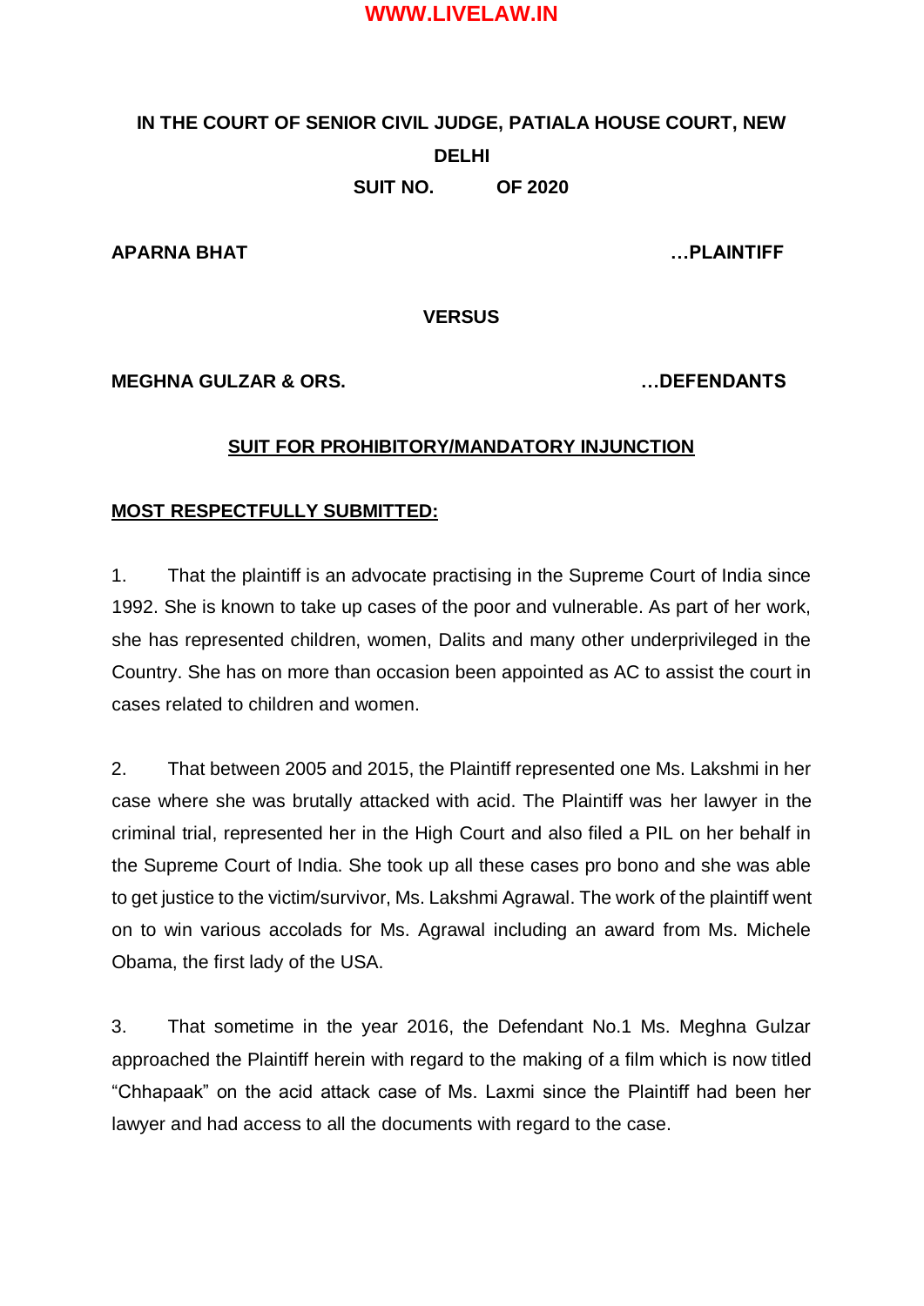**IN THE COURT OF SENIOR CIVIL JUDGE, PATIALA HOUSE COURT, NEW DELHI**

**SUIT NO.          OF 2020**

**APARNA BHAT** …**PLAINTIFF**

**VERSUS**

**MEGHNA GULZAR & ORS.** …**DEFENDANTS**

**SUIT FOR PROHIBITORY/MANDATORY INJUNCTION**

**MOST RESPECTFULLY SUBMITTED:**

1. That the plaintiff is an advocate practising in the Supreme Court of India since 1992. She is known to take up cases of the poor and vulnerable. As part of her work, she has represented children, women, Dalits and many other underprivileged in the Country. She has on more than occasion been appointed as AC to assist the court in cases related to children and women.

2. That between 2005 and 2015, the Plaintiff represented one Ms. Lakshmi in her case where she was brutally attacked with acid. The Plaintiff was her lawyer in the criminal trial, represented her in the High Court and also filed a PIL on her behalf in the Supreme Court of India. She took up all these cases pro bono and she was able to get justice to the victim/survivor, Ms. Lakshmi Agrawal. The work of the plaintiff went on to win various accolads for Ms. Agrawal including an award from Ms. Michele Obama, the first lady of the USA.

3. That sometime in the year 2016, the Defendant No.1 Ms. Meghna Gulzar approached the Plaintiff herein with regard to the making of a film which is now titled "Chhapaak" on the acid attack case of Ms. Laxmi since the Plaintiff had been her lawyer and had access to all the documents with regard to the case.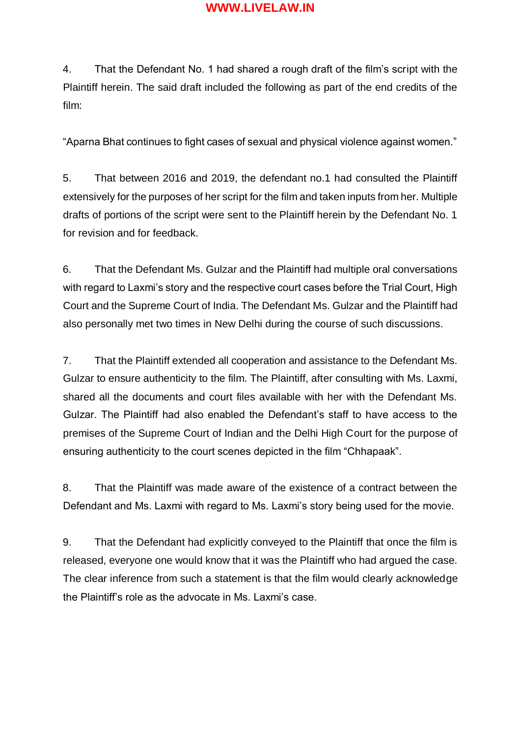4. That the Defendant No. 1 had shared a rough draft of the film's script with the Plaintiff herein. The said draft included the following as part of the end credits of the film:

"Aparna Bhat continues to fight cases of sexual and physical violence against women."

5. That between 2016 and 2019, the defendant no.1 had consulted the Plaintiff extensively for the purposes of her script for the film and taken inputs from her. Multiple drafts of portions of the script were sent to the Plaintiff herein by the Defendant No. 1 for revision and for feedback.

6. That the Defendant Ms. Gulzar and the Plaintiff had multiple oral conversations with regard to Laxmi's story and the respective court cases before the Trial Court, High Court and the Supreme Court of India. The Defendant Ms. Gulzar and the Plaintiff had also personally met two times in New Delhi during the course of such discussions.

7. That the Plaintiff extended all cooperation and assistance to the Defendant Ms. Gulzar to ensure authenticity to the film. The Plaintiff, after consulting with Ms. Laxmi, shared all the documents and court files available with her with the Defendant Ms. Gulzar. The Plaintiff had also enabled the Defendant's staff to have access to the premises of the Supreme Court of Indian and the Delhi High Court for the purpose of ensuring authenticity to the court scenes depicted in the film "Chhapaak".

8. That the Plaintiff was made aware of the existence of a contract between the Defendant and Ms. Laxmi with regard to Ms. Laxmi's story being used for the movie.

9. That the Defendant had explicitly conveyed to the Plaintiff that once the film is released, everyone one would know that it was the Plaintiff who had argued the case. The clear inference from such a statement is that the film would clearly acknowledge the Plaintiff's role as the advocate in Ms. Laxmi's case.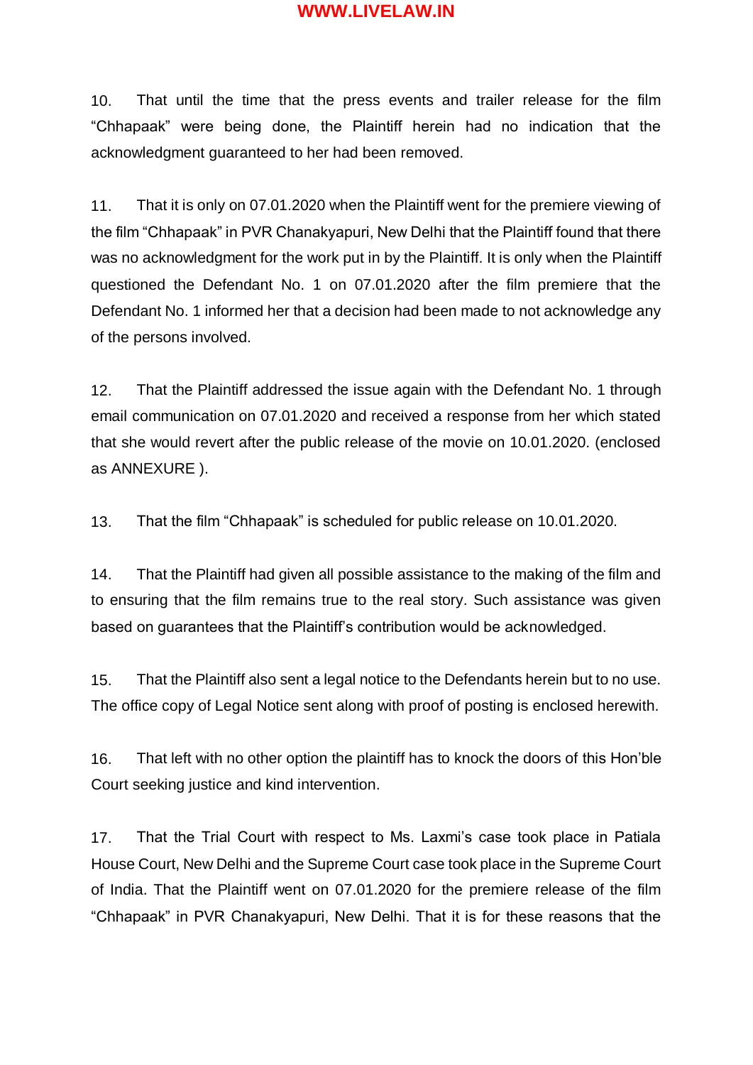10. That until the time that the press events and trailer release for the film "Chhapaak" were being done, the Plaintiff herein had no indication that the acknowledgment guaranteed to her had been removed.

11. That it is only on 07.01.2020 when the Plaintiff went for the premiere viewing of the film "Chhapaak" in PVR Chanakyapuri, New Delhi that the Plaintiff found that there was no acknowledgment for the work put in by the Plaintiff. It is only when the Plaintiff questioned the Defendant No. 1 on 07.01.2020 after the film premiere that the Defendant No. 1 informed her that a decision had been made to not acknowledge any of the persons involved.

12. That the Plaintiff addressed the issue again with the Defendant No. 1 through email communication on 07.01.2020 and received a response from her which stated that she would revert after the public release of the movie on 10.01.2020. (enclosed as ANNEXURE ).

13. That the film "Chhapaak" is scheduled for public release on 10.01.2020.

14. That the Plaintiff had given all possible assistance to the making of the film and to ensuring that the film remains true to the real story. Such assistance was given based on guarantees that the Plaintiff's contribution would be acknowledged.

15. That the Plaintiff also sent a legal notice to the Defendants herein but to no use. The office copy of Legal Notice sent along with proof of posting is enclosed herewith.

16. That left with no other option the plaintiff has to knock the doors of this Hon'ble Court seeking justice and kind intervention.

17. That the Trial Court with respect to Ms. Laxmi's case took place in Patiala House Court, New Delhi and the Supreme Court case took place in the Supreme Court of India. That the Plaintiff went on 07.01.2020 for the premiere release of the film "Chhapaak" in PVR Chanakyapuri, New Delhi. That it is for these reasons that the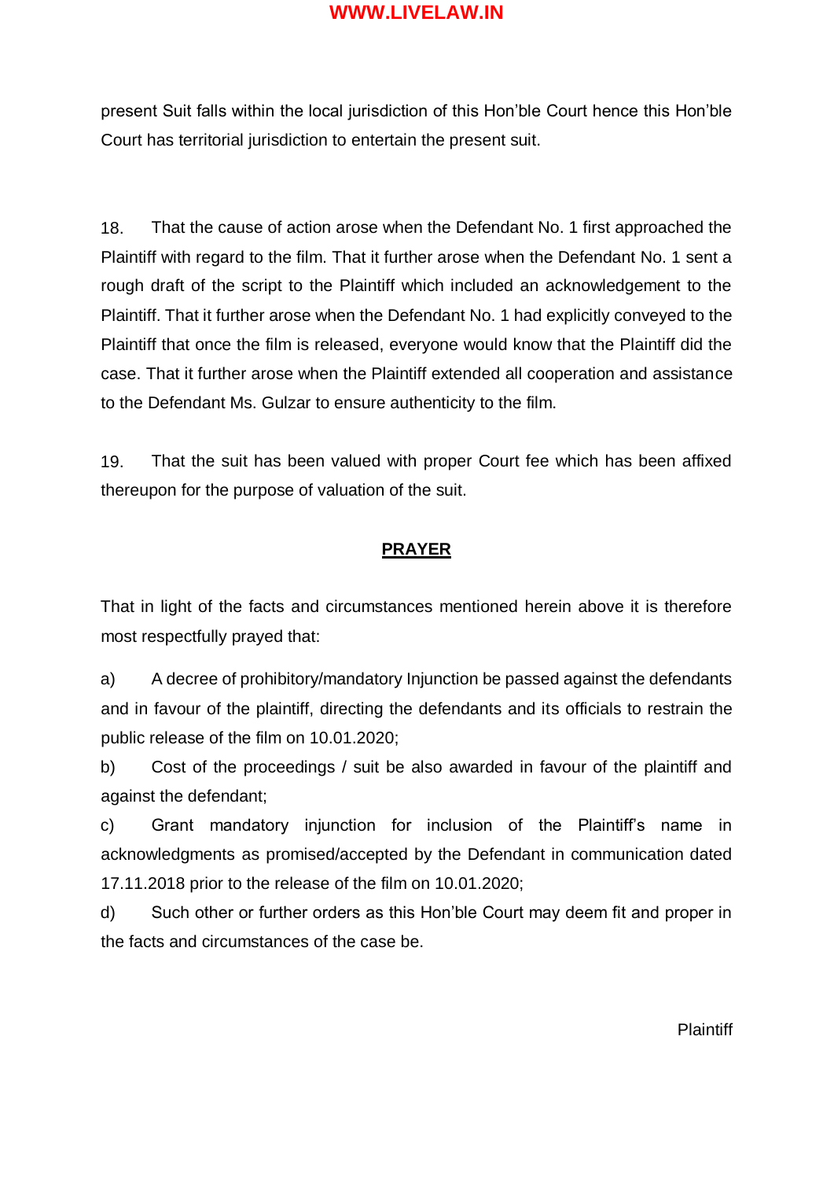present Suit falls within the local jurisdiction of this Hon'ble Court hence this Hon'ble Court has territorial jurisdiction to entertain the present suit.

18. That the cause of action arose when the Defendant No. 1 first approached the Plaintiff with regard to the film. That it further arose when the Defendant No. 1 sent a rough draft of the script to the Plaintiff which included an acknowledgement to the Plaintiff. That it further arose when the Defendant No. 1 had explicitly conveyed to the Plaintiff that once the film is released, everyone would know that the Plaintiff did the case. That it further arose when the Plaintiff extended all cooperation and assistance to the Defendant Ms. Gulzar to ensure authenticity to the film.

19. That the suit has been valued with proper Court fee which has been affixed thereupon for the purpose of valuation of the suit.

## PRAYER

That in light of the facts and circumstances mentioned herein above it is therefore most respectfully prayed that:

a) A decree of prohibitory/mandatory Injunction be passed against the defendants and in favour of the plaintiff, directing the defendants and its officials to restrain the public release of the film on 10.01.2020;

b) Cost of the proceedings / suit be also awarded in favour of the plaintiff and against the defendant;

c) Grant mandatory injunction for inclusion of the Plaintiff's name in acknowledgments as promised/accepted by the Defendant in communication dated 17.11.2018 prior to the release of the film on 10.01.2020;

d) Such other or further orders as this Hon'ble Court may deem fit and proper in the facts and circumstances of the case be.

Plaintiff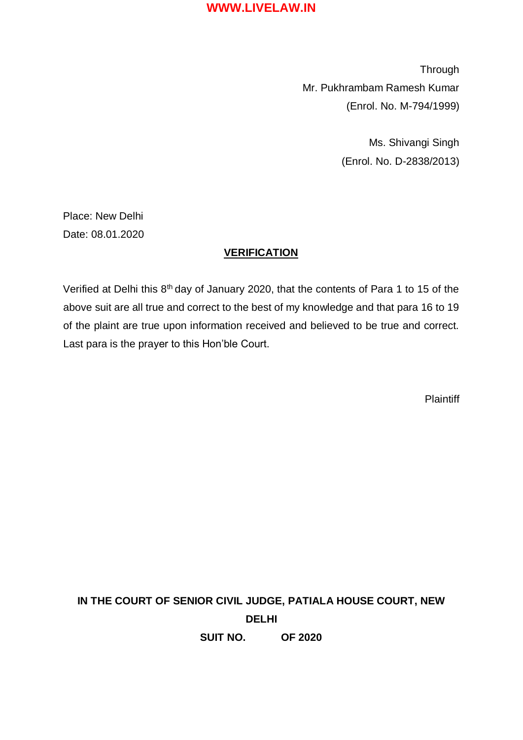Through
Mr. Pukhrambam Ramesh Kumar
(Enrol. No. M-794/1999)

Ms. Shivangi Singh
(Enrol. No. D-2838/2013)

Place: New Delhi
Date: 08.01.2020

**VERIFICATION**

Verified at Delhi this 8th day of January 2020, that the contents of Para 1 to 15 of the above suit are all true and correct to the best of my knowledge and that para 16 to 19 of the plaint are true upon information received and believed to be true and correct. Last para is the prayer to this Hon'ble Court.

Plaintiff

**IN THE COURT OF SENIOR CIVIL JUDGE, PATIALA HOUSE COURT, NEW DELHI**

**SUIT NO. OF 2020**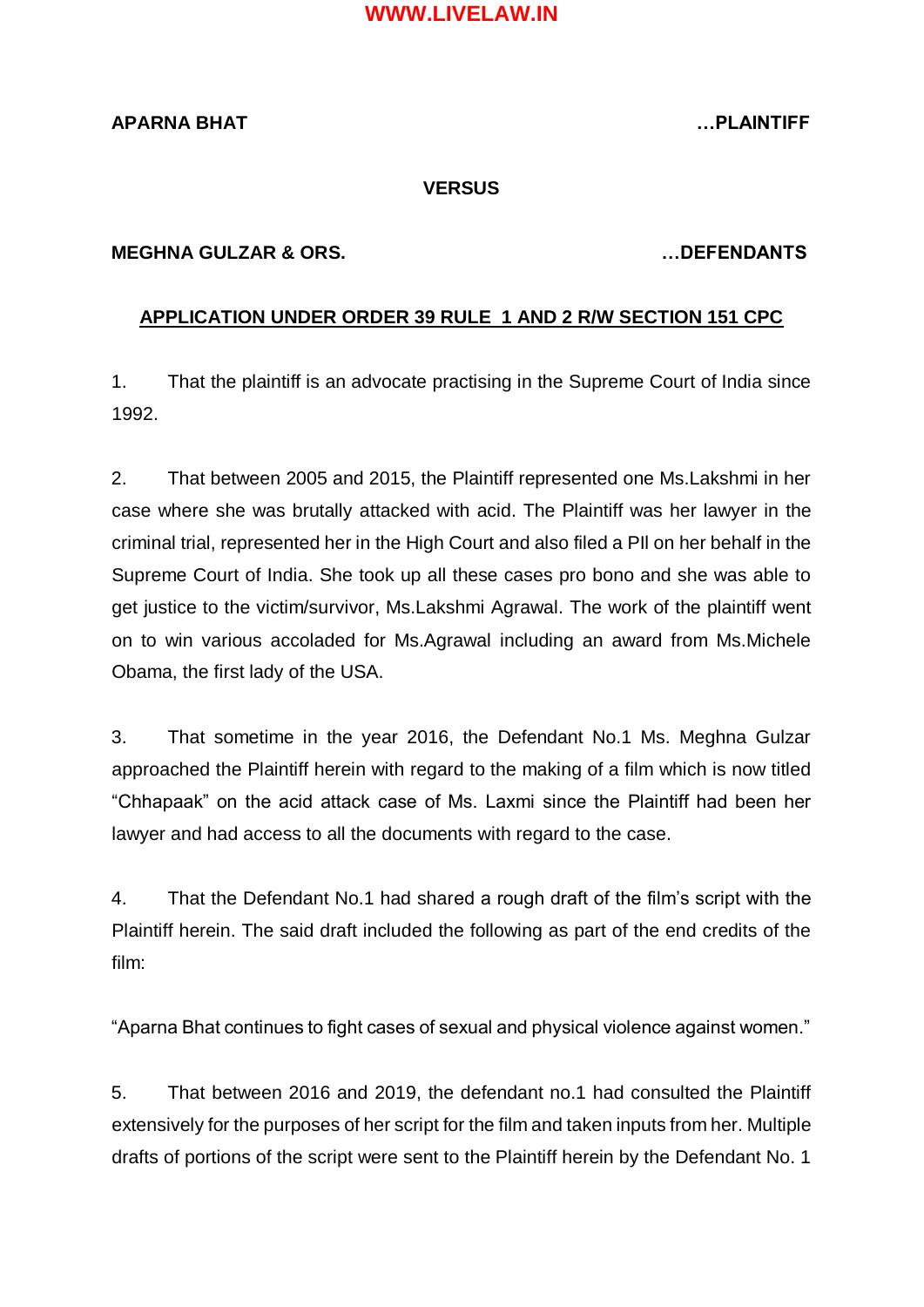**APARNA BHAT** **…PLAINTIFF**

**VERSUS**

**MEGHNA GULZAR & ORS.** **…DEFENDANTS**

**APPLICATION UNDER ORDER 39 RULE 1 AND 2 R/W SECTION 151 CPC**

1. That the plaintiff is an advocate practising in the Supreme Court of India since 1992.

2. That between 2005 and 2015, the Plaintiff represented one Ms.Lakshmi in her case where she was brutally attacked with acid. The Plaintiff was her lawyer in the criminal trial, represented her in the High Court and also filed a PIl on her behalf in the Supreme Court of India. She took up all these cases pro bono and she was able to get justice to the victim/survivor, Ms.Lakshmi Agrawal. The work of the plaintiff went on to win various accoladed for Ms.Agrawal including an award from Ms.Michele Obama, the first lady of the USA.

3. That sometime in the year 2016, the Defendant No.1 Ms. Meghna Gulzar approached the Plaintiff herein with regard to the making of a film which is now titled "Chhapaak" on the acid attack case of Ms. Laxmi since the Plaintiff had been her lawyer and had access to all the documents with regard to the case.

4. That the Defendant No.1 had shared a rough draft of the film's script with the Plaintiff herein. The said draft included the following as part of the end credits of the film:

"Aparna Bhat continues to fight cases of sexual and physical violence against women."

5. That between 2016 and 2019, the defendant no.1 had consulted the Plaintiff extensively for the purposes of her script for the film and taken inputs from her. Multiple drafts of portions of the script were sent to the Plaintiff herein by the Defendant No. 1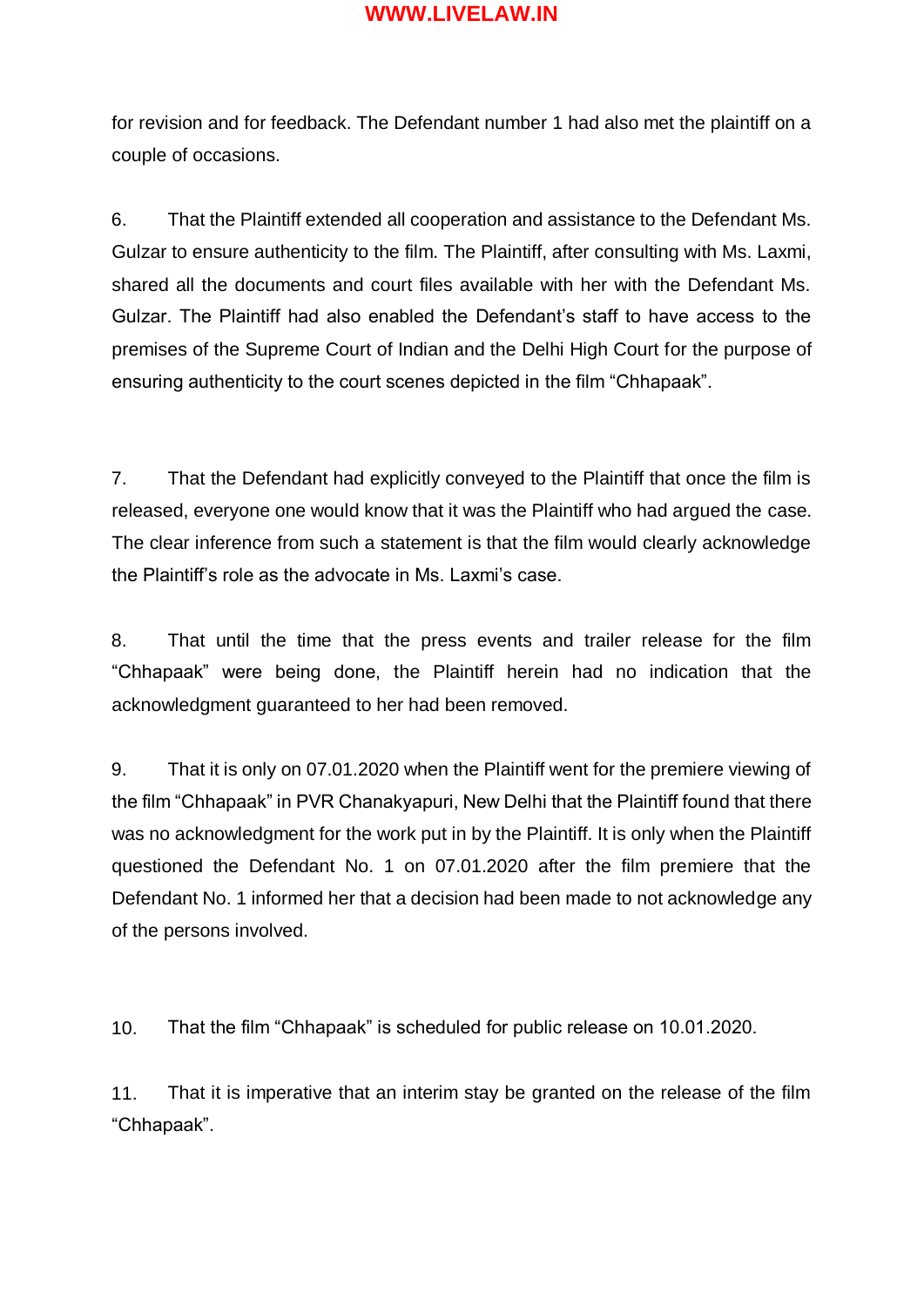for revision and for feedback. The Defendant number 1 had also met the plaintiff on a couple of occasions.

6. That the Plaintiff extended all cooperation and assistance to the Defendant Ms. Gulzar to ensure authenticity to the film. The Plaintiff, after consulting with Ms. Laxmi, shared all the documents and court files available with her with the Defendant Ms. Gulzar. The Plaintiff had also enabled the Defendant's staff to have access to the premises of the Supreme Court of Indian and the Delhi High Court for the purpose of ensuring authenticity to the court scenes depicted in the film "Chhapaak".

7. That the Defendant had explicitly conveyed to the Plaintiff that once the film is released, everyone one would know that it was the Plaintiff who had argued the case. The clear inference from such a statement is that the film would clearly acknowledge the Plaintiff's role as the advocate in Ms. Laxmi's case.

8. That until the time that the press events and trailer release for the film "Chhapaak" were being done, the Plaintiff herein had no indication that the acknowledgment guaranteed to her had been removed.

9. That it is only on 07.01.2020 when the Plaintiff went for the premiere viewing of the film "Chhapaak" in PVR Chanakyapuri, New Delhi that the Plaintiff found that there was no acknowledgment for the work put in by the Plaintiff. It is only when the Plaintiff questioned the Defendant No. 1 on 07.01.2020 after the film premiere that the Defendant No. 1 informed her that a decision had been made to not acknowledge any of the persons involved.

10. That the film "Chhapaak" is scheduled for public release on 10.01.2020.

11. That it is imperative that an interim stay be granted on the release of the film "Chhapaak".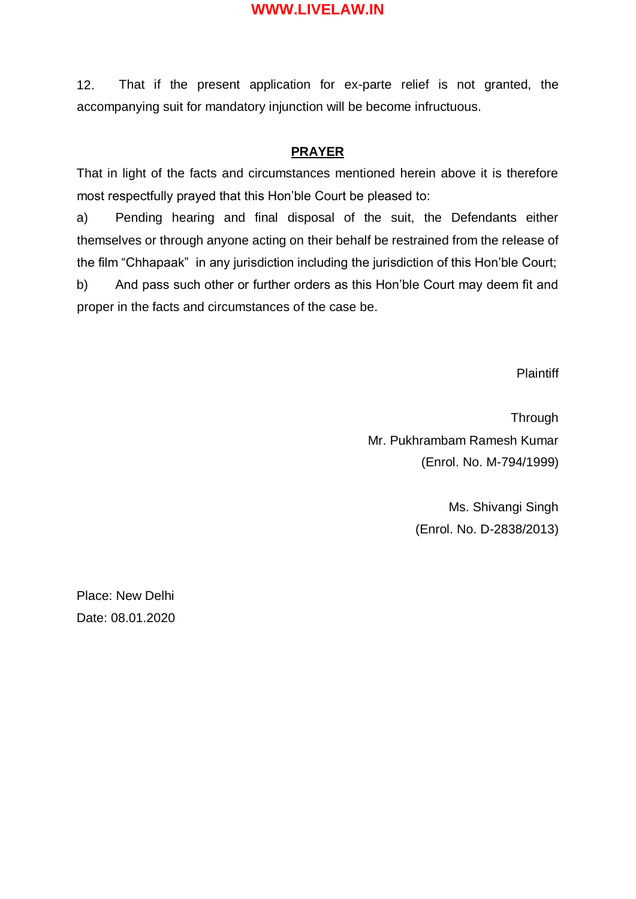12. That if the present application for ex-parte relief is not granted, the accompanying suit for mandatory injunction will be become infructuous.

## PRAYER

That in light of the facts and circumstances mentioned herein above it is therefore most respectfully prayed that this Hon'ble Court be pleased to:

a) Pending hearing and final disposal of the suit, the Defendants either themselves or through anyone acting on their behalf be restrained from the release of the film "Chhapaak" in any jurisdiction including the jurisdiction of this Hon'ble Court;

b) And pass such other or further orders as this Hon'ble Court may deem fit and proper in the facts and circumstances of the case be.

Plaintiff

Through
Mr. Pukhrambam Ramesh Kumar
(Enrol. No. M-794/1999)

Ms. Shivangi Singh
(Enrol. No. D-2838/2013)

Place: New Delhi
Date: 08.01.2020